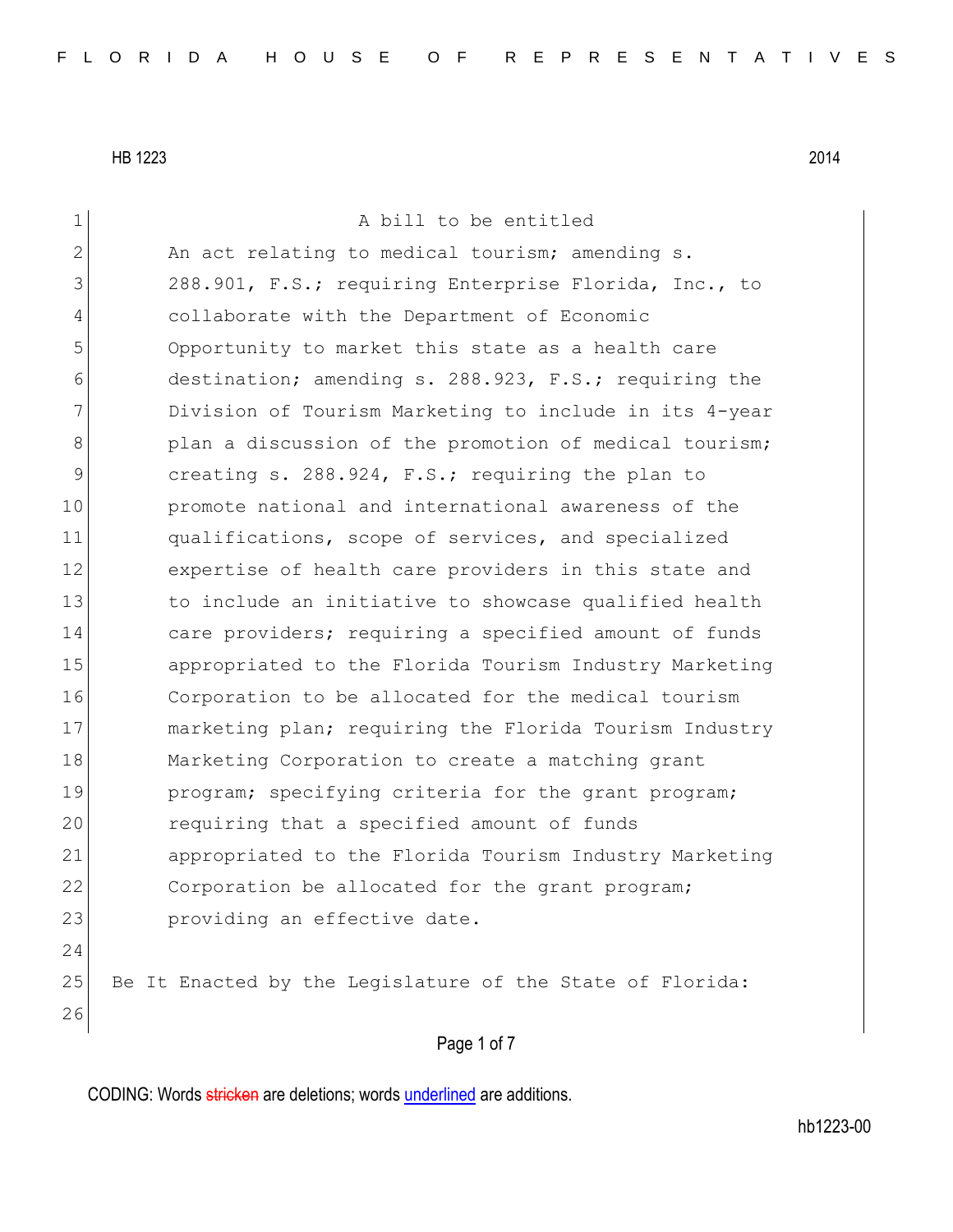HB 1223 2014

A bill to be entitled

An act relating to medical tourism; amending s. 288.901, F.S.; requiring Enterprise Florida, Inc., to collaborate with the Department of Economic Opportunity to market this state as a health care destination; amending s. 288.923, F.S.; requiring the Division of Tourism Marketing to include in its 4-year plan a discussion of the promotion of medical tourism; creating s. 288.924, F.S.; requiring the plan to promote national and international awareness of the qualifications, scope of services, and specialized expertise of health care providers in this state and to include an initiative to showcase qualified health care providers; requiring a specified amount of funds appropriated to the Florida Tourism Industry Marketing Corporation to be allocated for the medical tourism marketing plan; requiring the Florida Tourism Industry Marketing Corporation to create a matching grant program; specifying criteria for the grant program; requiring that a specified amount of funds appropriated to the Florida Tourism Industry Marketing Corporation be allocated for the grant program; providing an effective date.

Be It Enacted by the Legislature of the State of Florida:

CODING: Words stricken are deletions; words underlined are additions.

hb1223-00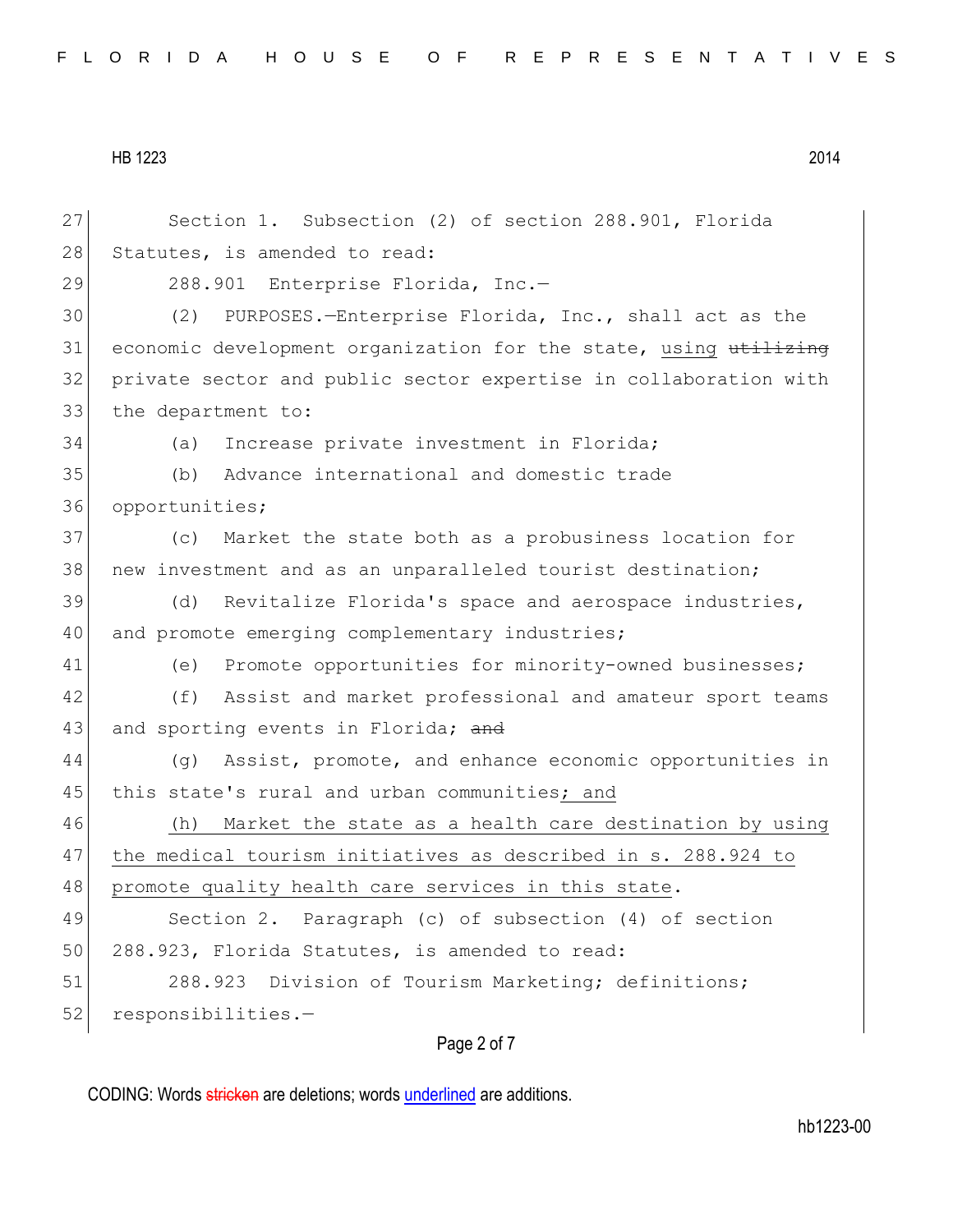Section 1. Subsection (2) of section 288.901, Florida Statutes, is amended to read:

288.901 Enterprise Florida, Inc.—

(2) PURPOSES.—Enterprise Florida, Inc., shall act as the economic development organization for the state, using ~~utilizing~~ private sector and public sector expertise in collaboration with the department to:

(a) Increase private investment in Florida;

(b) Advance international and domestic trade opportunities;

(c) Market the state both as a probusiness location for new investment and as an unparalleled tourist destination;

(d) Revitalize Florida's space and aerospace industries, and promote emerging complementary industries;

(e) Promote opportunities for minority-owned businesses;

(f) Assist and market professional and amateur sport teams and sporting events in Florida; ~~and~~

(g) Assist, promote, and enhance economic opportunities in this state's rural and urban communities<u>; and</u>

<u>(h) Market the state as a health care destination by using the medical tourism initiatives as described in s. 288.924 to promote quality health care services in this state</u>.

Section 2. Paragraph (c) of subsection (4) of section 288.923, Florida Statutes, is amended to read:

288.923 Division of Tourism Marketing; definitions; responsibilities.—

CODING: Words ~~stricken~~ are deletions; words <u>underlined</u> are additions.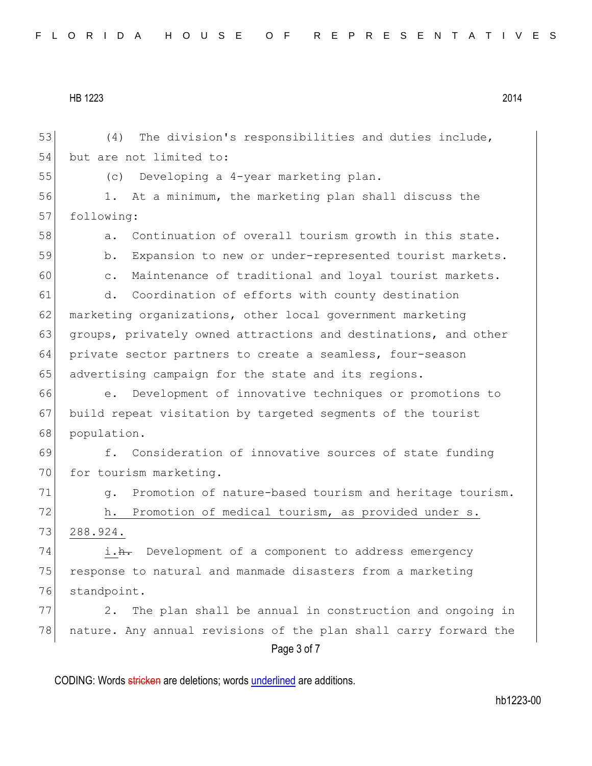(4) The division's responsibilities and duties include, but are not limited to:

(c) Developing a 4-year marketing plan.

1. At a minimum, the marketing plan shall discuss the following:

a. Continuation of overall tourism growth in this state.

b. Expansion to new or under-represented tourist markets.

c. Maintenance of traditional and loyal tourist markets.

d. Coordination of efforts with county destination marketing organizations, other local government marketing groups, privately owned attractions and destinations, and other private sector partners to create a seamless, four-season advertising campaign for the state and its regions.

e. Development of innovative techniques or promotions to build repeat visitation by targeted segments of the tourist population.

f. Consideration of innovative sources of state funding for tourism marketing.

g. Promotion of nature-based tourism and heritage tourism.

<u>h. Promotion of medical tourism, as provided under s. 288.924.</u>

<u>i.</u>~~h.~~ Development of a component to address emergency response to natural and manmade disasters from a marketing standpoint.

2. The plan shall be annual in construction and ongoing in nature. Any annual revisions of the plan shall carry forward the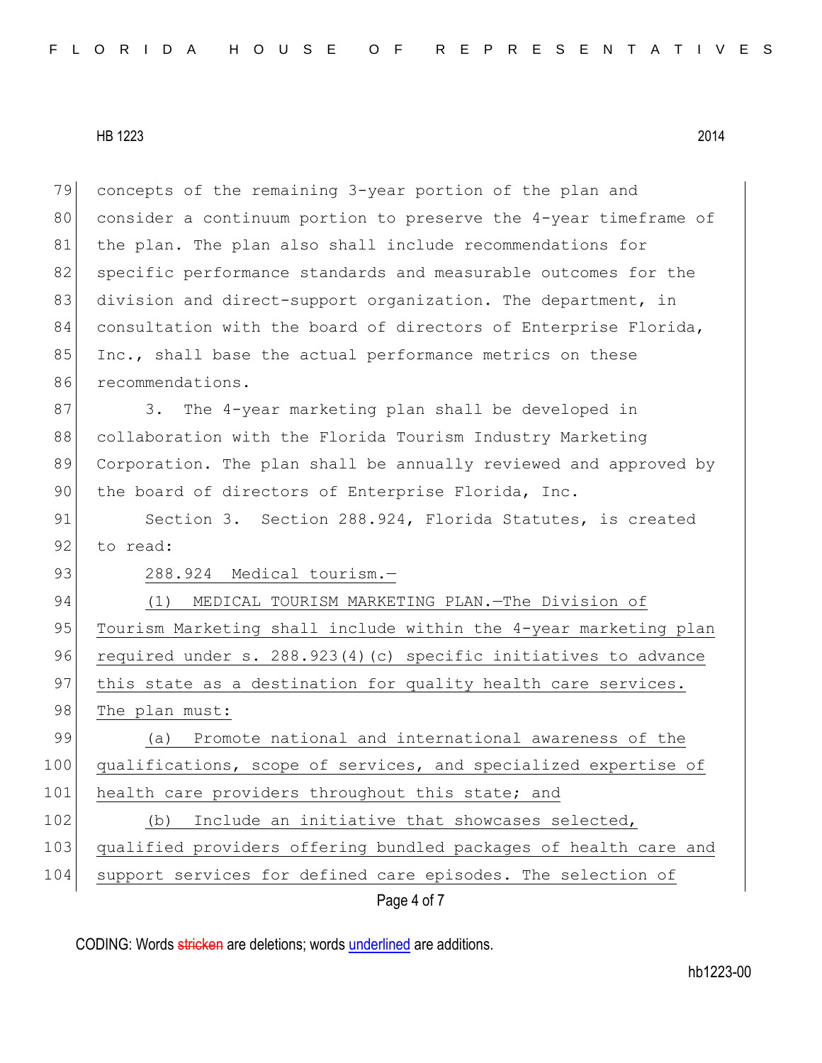concepts of the remaining 3-year portion of the plan and consider a continuum portion to preserve the 4-year timeframe of the plan. The plan also shall include recommendations for specific performance standards and measurable outcomes for the division and direct-support organization. The department, in consultation with the board of directors of Enterprise Florida, Inc., shall base the actual performance metrics on these recommendations.

3. The 4-year marketing plan shall be developed in collaboration with the Florida Tourism Industry Marketing Corporation. The plan shall be annually reviewed and approved by the board of directors of Enterprise Florida, Inc.

Section 3. Section 288.924, Florida Statutes, is created to read:

288.924 Medical tourism.—

(1) MEDICAL TOURISM MARKETING PLAN.—The Division of Tourism Marketing shall include within the 4-year marketing plan required under s. 288.923(4)(c) specific initiatives to advance this state as a destination for quality health care services. The plan must:

(a) Promote national and international awareness of the qualifications, scope of services, and specialized expertise of health care providers throughout this state; and

(b) Include an initiative that showcases selected, qualified providers offering bundled packages of health care and support services for defined care episodes. The selection of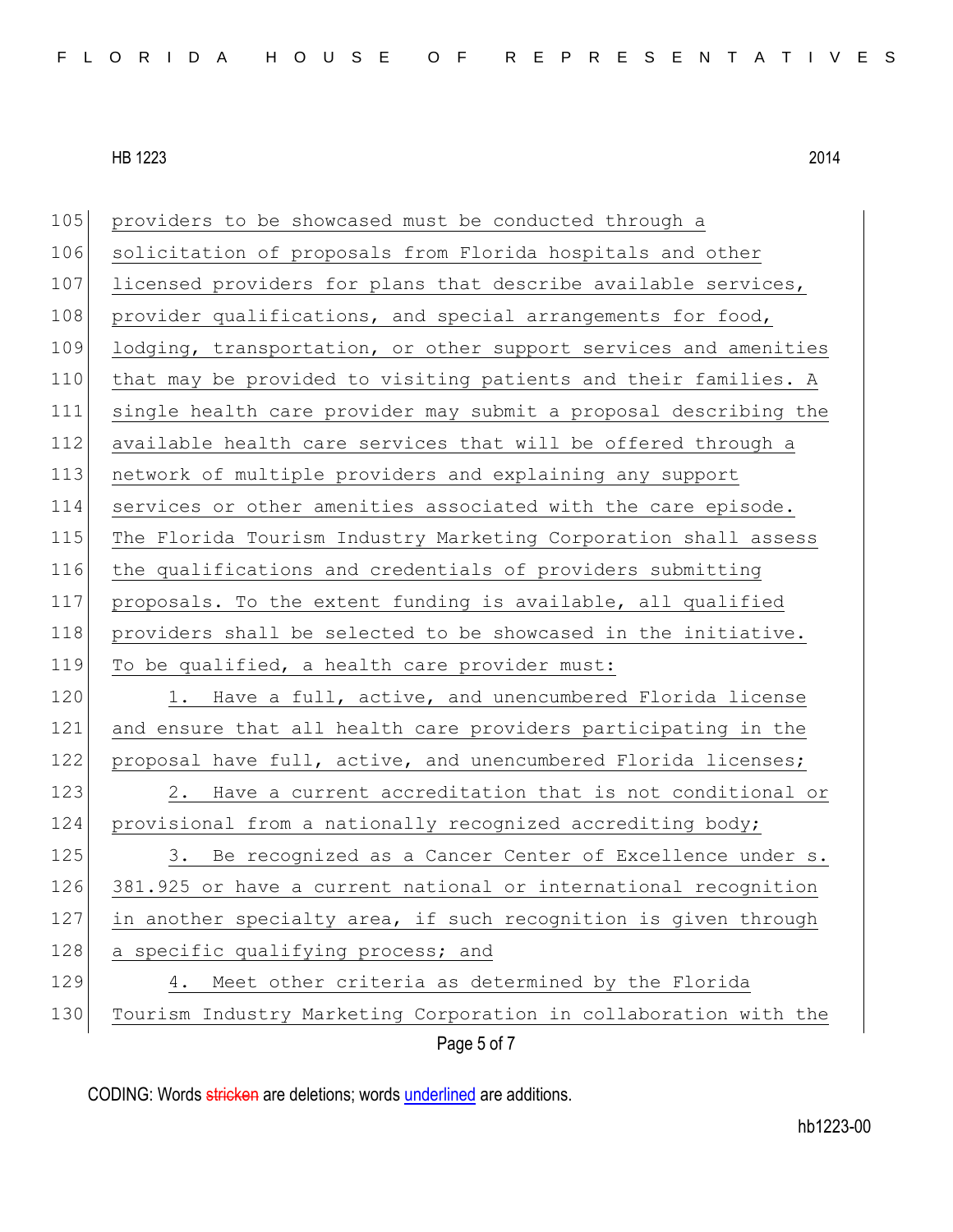providers to be showcased must be conducted through a solicitation of proposals from Florida hospitals and other licensed providers for plans that describe available services, provider qualifications, and special arrangements for food, lodging, transportation, or other support services and amenities that may be provided to visiting patients and their families. A single health care provider may submit a proposal describing the available health care services that will be offered through a network of multiple providers and explaining any support services or other amenities associated with the care episode. The Florida Tourism Industry Marketing Corporation shall assess the qualifications and credentials of providers submitting proposals. To the extent funding is available, all qualified providers shall be selected to be showcased in the initiative. To be qualified, a health care provider must:

1. Have a full, active, and unencumbered Florida license and ensure that all health care providers participating in the proposal have full, active, and unencumbered Florida licenses;

2. Have a current accreditation that is not conditional or provisional from a nationally recognized accrediting body;

3. Be recognized as a Cancer Center of Excellence under s. 381.925 or have a current national or international recognition in another specialty area, if such recognition is given through a specific qualifying process; and

4. Meet other criteria as determined by the Florida Tourism Industry Marketing Corporation in collaboration with the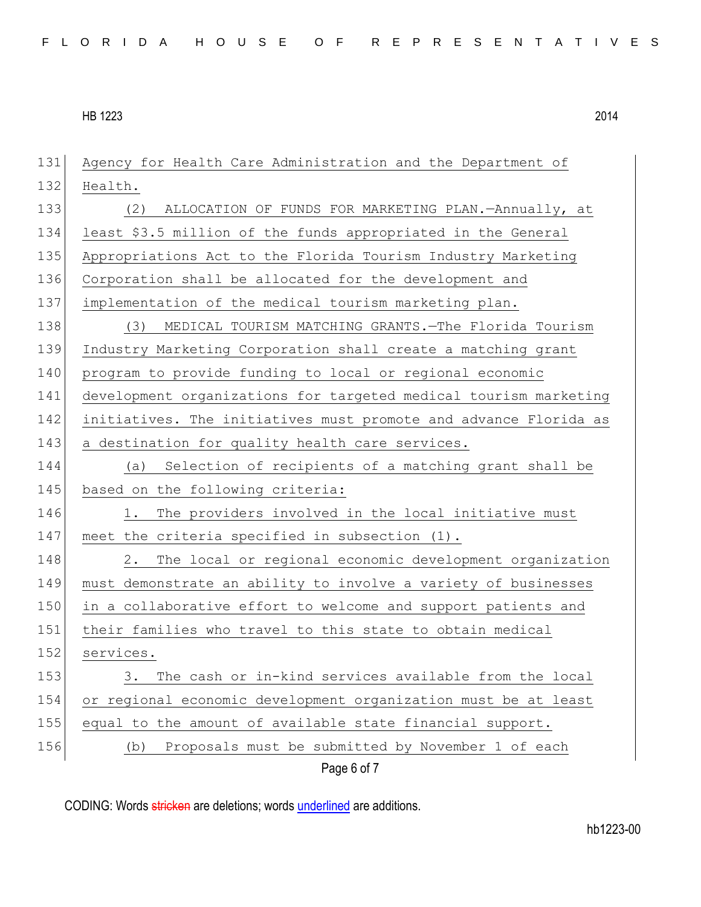Agency for Health Care Administration and the Department of Health.

(2) ALLOCATION OF FUNDS FOR MARKETING PLAN.—Annually, at least $3.5 million of the funds appropriated in the General Appropriations Act to the Florida Tourism Industry Marketing Corporation shall be allocated for the development and implementation of the medical tourism marketing plan.

(3) MEDICAL TOURISM MATCHING GRANTS.—The Florida Tourism Industry Marketing Corporation shall create a matching grant program to provide funding to local or regional economic development organizations for targeted medical tourism marketing initiatives. The initiatives must promote and advance Florida as a destination for quality health care services.

(a) Selection of recipients of a matching grant shall be based on the following criteria:

1. The providers involved in the local initiative must meet the criteria specified in subsection (1).

2. The local or regional economic development organization must demonstrate an ability to involve a variety of businesses in a collaborative effort to welcome and support patients and their families who travel to this state to obtain medical services.

3. The cash or in-kind services available from the local or regional economic development organization must be at least equal to the amount of available state financial support.

(b) Proposals must be submitted by November 1 of each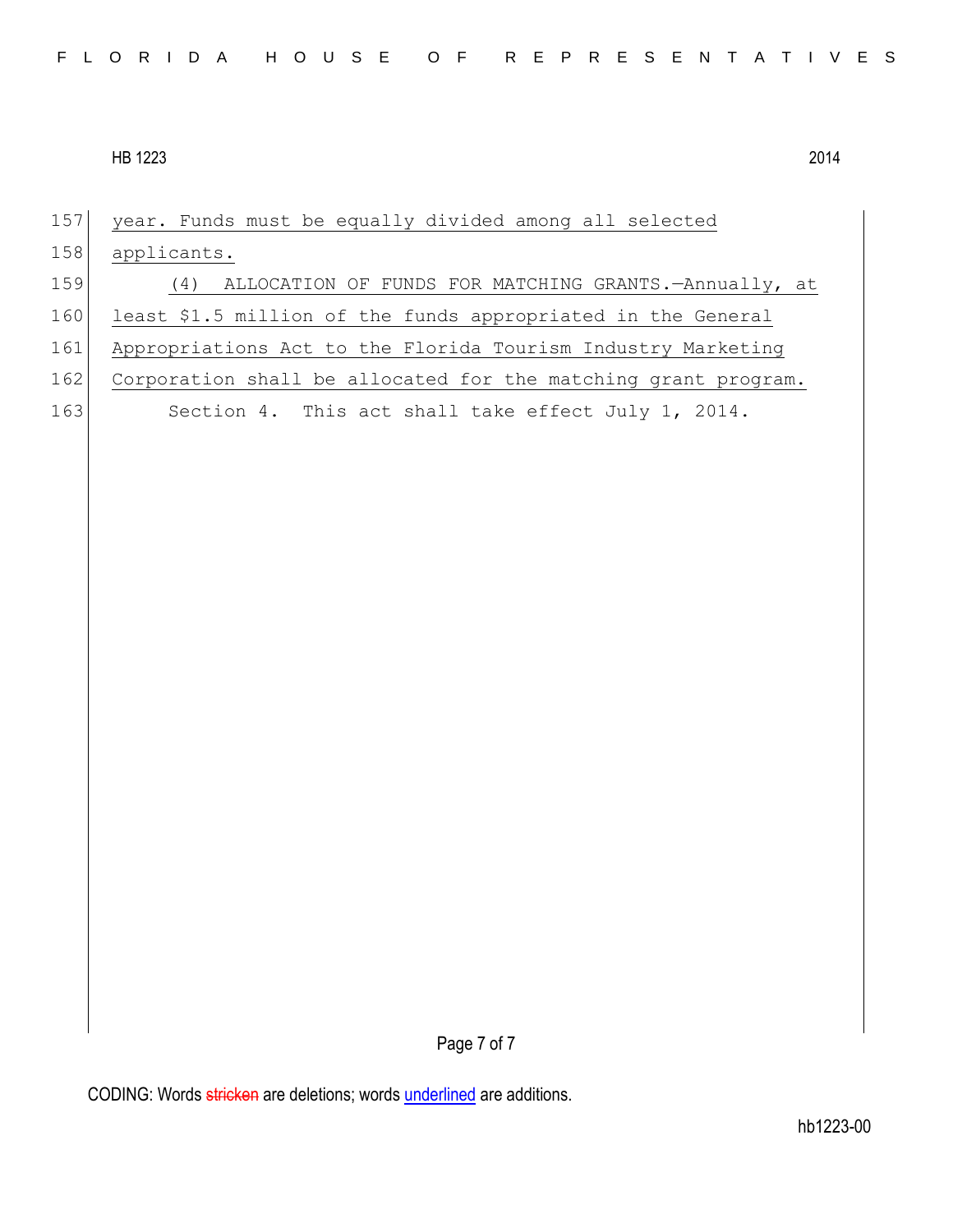year. Funds must be equally divided among all selected applicants.

(4) ALLOCATION OF FUNDS FOR MATCHING GRANTS.—Annually, at least $1.5 million of the funds appropriated in the General Appropriations Act to the Florida Tourism Industry Marketing Corporation shall be allocated for the matching grant program.

Section 4. This act shall take effect July 1, 2014.

CODING: Words stricken are deletions; words underlined are additions.